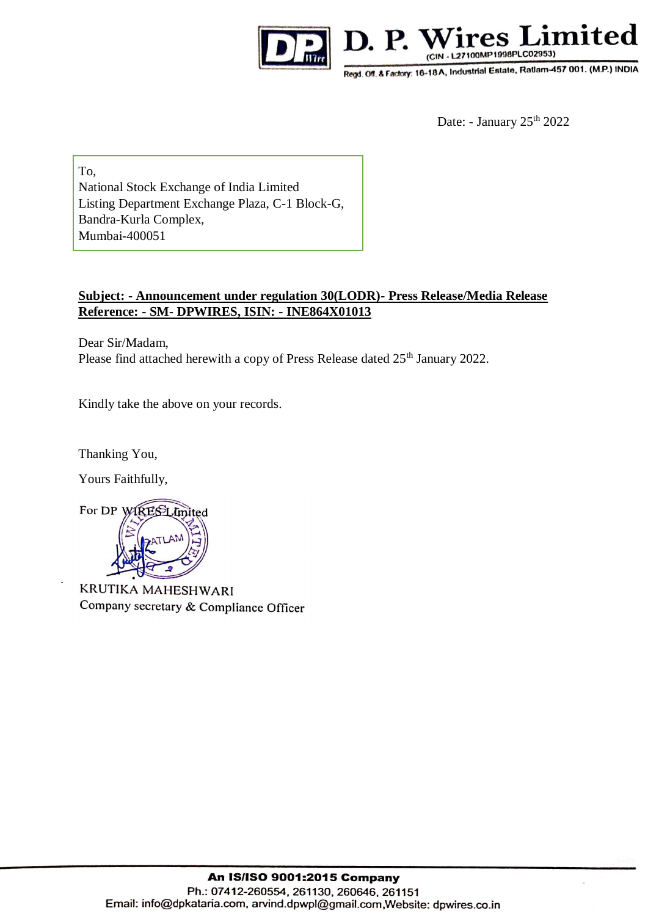# D. P. Wires Limited

(CIN - L27100MP1998PLC02953)

Regd. Off. & Factory: 16-18A, Industrial Estate, Ratlam-457 001. (M.P.) INDIA

Date: - January 25th 2022

To,
National Stock Exchange of India Limited
Listing Department Exchange Plaza, C-1 Block-G,
Bandra-Kurla Complex,
Mumbai-400051

**Subject: - Announcement under regulation 30(LODR)- Press Release/Media Release**
**Reference: - SM- DPWIRES, ISIN: - INE864X01013**

Dear Sir/Madam,
Please find attached herewith a copy of Press Release dated 25th January 2022.

Kindly take the above on your records.

Thanking You,

Yours Faithfully,

For DP WIRES Limited

KRUTIKA MAHESHWARI
Company secretary & Compliance Officer

**An IS/ISO 9001:2015 Company**
Ph.: 07412-260554, 261130, 260646, 261151
Email: info@dpkataria.com, arvind.dpwpl@gmail.com, Website: dpwires.co.in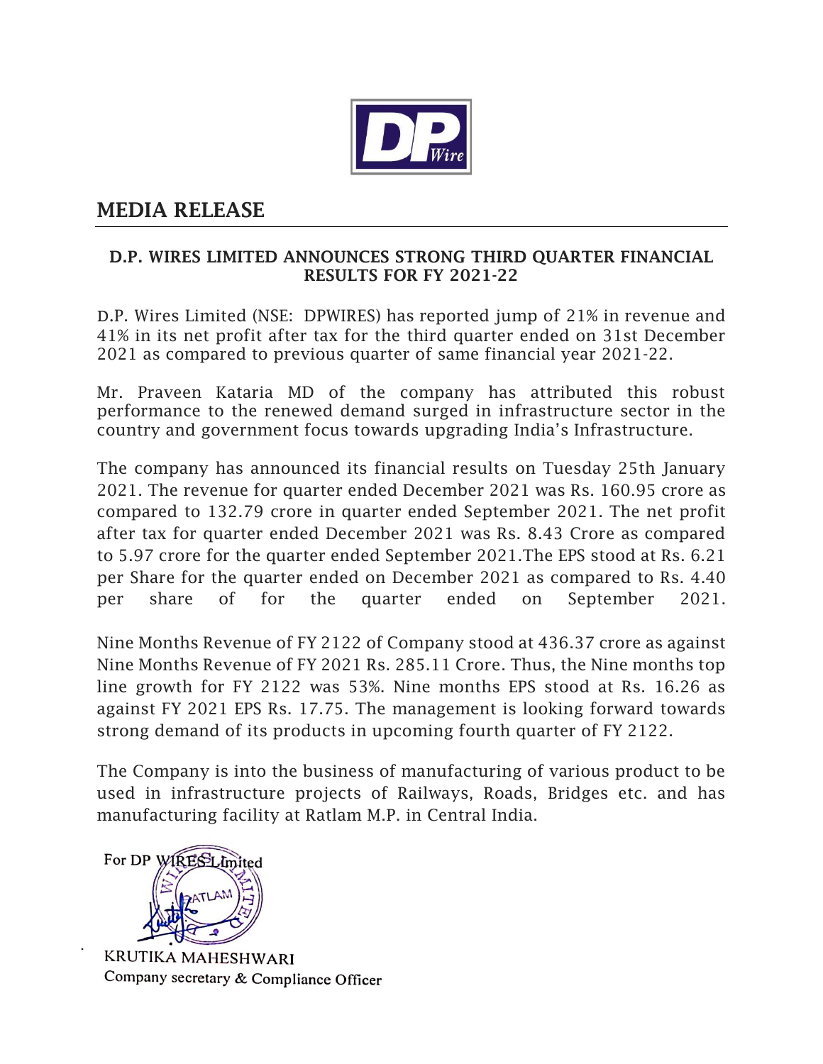## MEDIA RELEASE

**D.P. WIRES LIMITED ANNOUNCES STRONG THIRD QUARTER FINANCIAL RESULTS FOR FY 2021-22**

D.P. Wires Limited (NSE: DPWIRES) has reported jump of 21% in revenue and 41% in its net profit after tax for the third quarter ended on 31st December 2021 as compared to previous quarter of same financial year 2021-22.

Mr. Praveen Kataria MD of the company has attributed this robust performance to the renewed demand surged in infrastructure sector in the country and government focus towards upgrading India's Infrastructure.

The company has announced its financial results on Tuesday 25th January 2021. The revenue for quarter ended December 2021 was Rs. 160.95 crore as compared to 132.79 crore in quarter ended September 2021. The net profit after tax for quarter ended December 2021 was Rs. 8.43 Crore as compared to 5.97 crore for the quarter ended September 2021.The EPS stood at Rs. 6.21 per Share for the quarter ended on December 2021 as compared to Rs. 4.40 per share of for the quarter ended on September 2021.

Nine Months Revenue of FY 2122 of Company stood at 436.37 crore as against Nine Months Revenue of FY 2021 Rs. 285.11 Crore. Thus, the Nine months top line growth for FY 2122 was 53%. Nine months EPS stood at Rs. 16.26 as against FY 2021 EPS Rs. 17.75. The management is looking forward towards strong demand of its products in upcoming fourth quarter of FY 2122.

The Company is into the business of manufacturing of various product to be used in infrastructure projects of Railways, Roads, Bridges etc. and has manufacturing facility at Ratlam M.P. in Central India.

For DP WIRES Limited

KRUTIKA MAHESHWARI
Company secretary & Compliance Officer